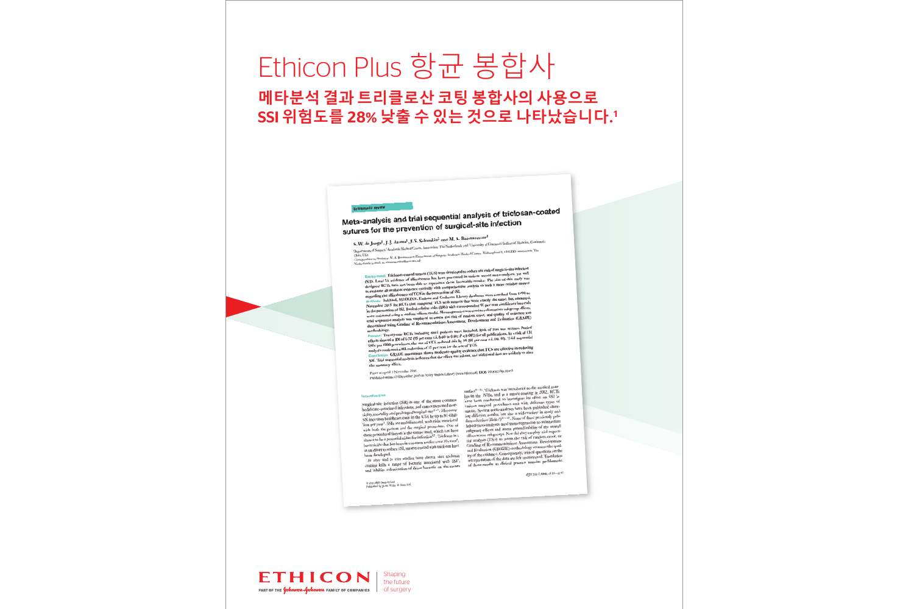# Ethicon Plus 항균 봉합사

**메타분석 결과 트리클로산 코팅 봉합사의 사용으로 SSI 위험도를 28% 낮출 수 있는 것으로 나타났습니다.[1]**

Systematic review

**Meta-analysis and trial sequential analysis of triclosan-coated sutures for the prevention of surgical-site infection**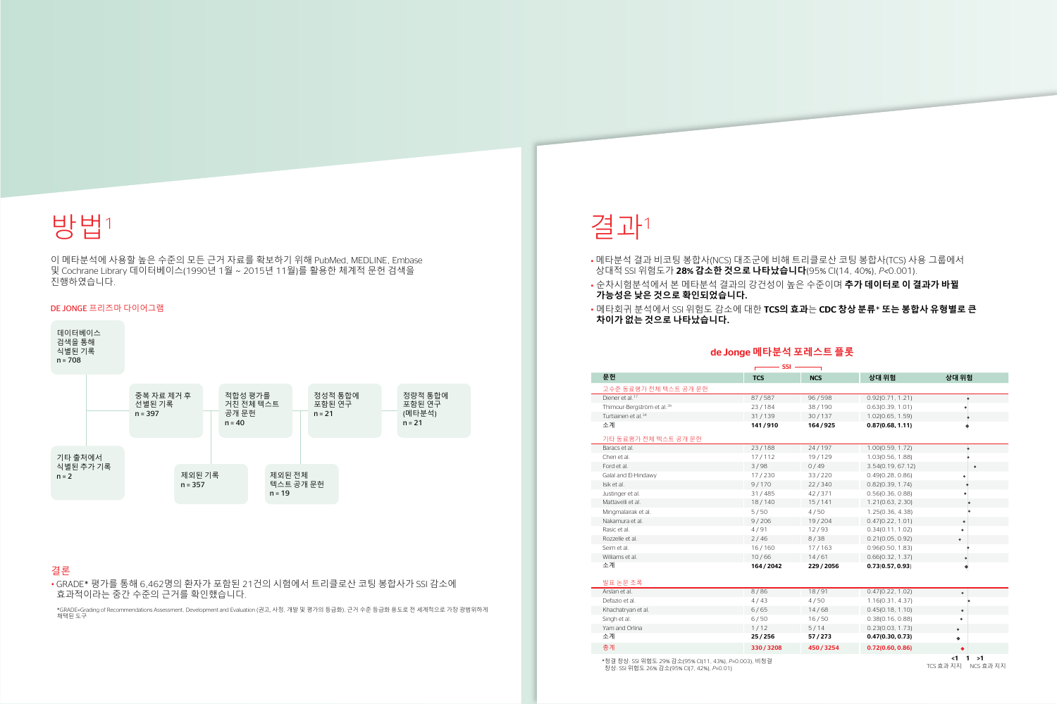# 방법[1]

이 메타분석에 사용할 높은 수준의 모든 근거 자료를 확보하기 위해 PubMed, MEDLINE, Embase 및 Cochrane Library 데이터베이스(1990년 1월 ~ 2015년 11월)를 활용한 체계적 문헌 검색을 진행하였습니다.

DE JONGE 프리즈마 다이어그램

- 데이터베이스 검색을 통해 식별된 기록 n = 708
- 기타 출처에서 식별된 추가 기록 n = 2
- 중복 자료 제거 후 선별된 기록 n = 397
- 제외된 기록 n = 357
- 적합성 평가를 거친 전체 텍스트 공개 문헌 n = 40
- 제외된 전체 텍스트 공개 문헌 n = 19
- 정성적 통합에 포함된 연구 n = 21
- 정량적 통합에 포함된 연구 (메타분석) n = 21

## 결론

- GRADE* 평가를 통해 6,462명의 환자가 포함된 21건의 시험에서 트리클로산 코팅 봉합사가 SSI 감소에 효과적이라는 중간 수준의 근거를 확인했습니다.

*GRADE=Grading of Recommendations Assessment, Development and Evaluation (권고, 사정, 개발 및 평가의 등급화). 근거 수준 등급화 용도로 전 세계적으로 가장 광범위하게 채택된 도구

# 결과[1]

- 메타분석 결과 비코팅 봉합사(NCS) 대조군에 비해 트리클로산 코팅 봉합사(TCS) 사용 그룹에서 상대적 SSI 위험도가 **28% 감소한 것으로 나타났습니다**(95% CI(14, 40%), $P$<0.001).
- 순차시험분석에서 본 메타분석 결과의 강건성이 높은 수준이며 **추가 데이터로 이 결과가 바뀔 가능성은 낮은 것으로 확인되었습니다.**
- 메타회귀 분석에서 SSI 위험도 감소에 대한 **TCS의 효과**는 **CDC 창상 분류* 또는 봉합사 유형별로 큰 차이가 없는 것으로 나타났습니다.**

## de Jonge 메타분석 포레스트 플롯

| 문헌 | SSI TCS | SSI NCS | 상대 위험 | 상대 위험 |
|---|---|---|---|---|
| **고수준 동료평가 전체 텍스트 공개 문헌** | | | | |
| Diener et al.[17] | 87 / 587 | 96 / 598 | 0.92(0.71, 1.21) | |
| Thimour-Bergström et al.[19] | 23 / 184 | 38 / 190 | 0.63(0.39, 1.01) | |
| Turtiainen et al.[24] | 31 / 139 | 30 / 137 | 1.02(0.65, 1.59) | |
| 소계 | **141 / 910** | **164 / 925** | **0.87(0.68, 1.11)** | |
| **기타 동료평가 전체 텍스트 공개 문헌** | | | | |
| Baracs et al. | 23 / 188 | 24 / 197 | 1.00(0.59, 1.72) | |
| Chen et al. | 17 / 112 | 19 / 129 | 1.03(0.56, 1.88) | |
| Ford et al. | 3 / 98 | 0 / 49 | 3.54(0.19, 67.12) | |
| Galal and El-Hindawy | 17 / 230 | 33 / 220 | 0.49(0.28, 0.86) | |
| Isik et al. | 9 / 170 | 22 / 340 | 0.82(0.39, 1.74) | |
| Justinger et al. | 31 / 485 | 42 / 371 | 0.56(0.36, 0.88) | |
| Mattavelli et al. | 18 / 140 | 15 / 141 | 1.21(0.63, 2.30) | |
| Mingmalairak et al. | 5 / 50 | 4 / 50 | 1.25(0.36, 4.38) | |
| Nakamura et al. | 9 / 206 | 19 / 204 | 0.47(0.22, 1.01) | |
| Rasic et al. | 4 / 91 | 12 / 93 | 0.34(0.11, 1.02) | |
| Rozzelle et al. | 2 / 46 | 8 / 38 | 0.21(0.05, 0.92) | |
| Seim et al. | 16 / 160 | 17 / 163 | 0.96(0.50, 1.83) | |
| Williams et al. | 10 / 66 | 14 / 61 | 0.66(0.32, 1.37) | |
| 소계 | **164 / 2042** | **229 / 2056** | **0.73(0.57, 0.93)** | |
| **발표 논문 초록** | | | | |
| Arslan et al. | 8 / 86 | 18 / 91 | 0.47(0.22, 1.02) | |
| Defazio et al. | 4 / 43 | 4 / 50 | 1.16(0.31, 4.37) | |
| Khachatryan et al. | 6 / 65 | 14 / 68 | 0.45(0.18, 1.10) | |
| Singh et al. | 6 / 50 | 16 / 50 | 0.38(0.16, 0.88) | |
| Yam and Orlina | 1 / 12 | 5 / 14 | 0.23(0.03, 1.73) | |
| 소계 | **25 / 256** | **57 / 273** | **0.47(0.30, 0.73)** | |
| **총계** | **330 / 3208** | **450 / 3254** | **0.72(0.60, 0.86)** | |

<1 TCS 효과 지지 | 1 | >1 NCS 효과 지지

*청결 창상: SSI 위험도 29% 감소(95% CI(11, 43%), $P$=0.003), 비청결 창상: SSI 위험도 26% 감소(95% CI(7, 42%), $P$=0.01)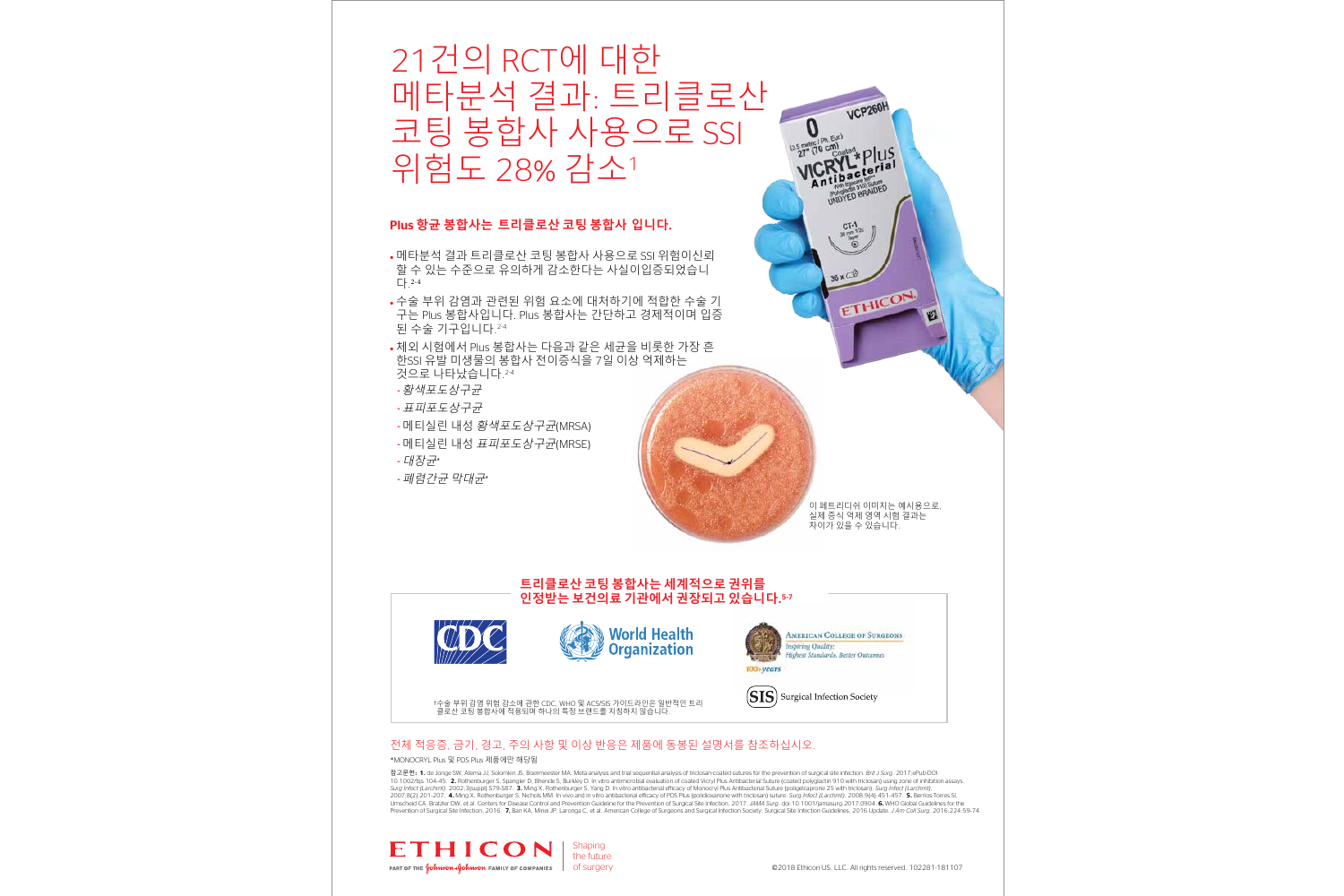# 21건의 RCT에 대한 메타분석 결과: 트리클로산 코팅 봉합사 사용으로 SSI 위험도 28% 감소[1]

**Plus 항균 봉합사는 트리클로산 코팅 봉합사 입니다.**

- 메타분석 결과 트리클로산 코팅 봉합사 사용으로 SSI 위험이신뢰할 수 있는 수준으로 유의하게 감소한다는 사실이입증되었습니다.[2-4]
- 수술 부위 감염과 관련된 위험 요소에 대처하기에 적합한 수술 기구는 Plus 봉합사입니다. Plus 봉합사는 간단하고 경제적이며 입증된 수술 기구입니다.[2-4]
- 체외 시험에서 Plus 봉합사는 다음과 같은 세균을 비롯한 가장 흔한SSI 유발 미생물의 봉합사 전이증식을 7일 이상 억제하는 것으로 나타났습니다.[2-4]
  - *황색포도상구균*
  - *표피포도상구균*
  - 메티실린 내성 *황색포도상구균*(MRSA)
  - 메티실린 내성 *표피포도상구균*(MRSE)
  - *대장균**
  - *폐렴간균 막대균**

이 페트리디쉬 이미지는 예시용으로, 실제 증식 억제 영역 시험 결과는 차이가 있을 수 있습니다.

**트리클로산 코팅 봉합사는 세계적으로 권위를 인정받는 보건의료 기관에서 권장되고 있습니다.[5-7]**

†수술 부위 감염 위험 감소에 관한 CDC, WHO 및 ACS/SIS 가이드라인은 일반적인 트리클로산 코팅 봉합사에 적용되며 하나의 특정 브랜드를 지칭하지 않습니다.

전체 적응증, 금기, 경고, 주의 사항 및 이상 반응은 제품에 동봉된 설명서를 참조하십시오.

*MONOCRYL Plus 및 PDS Plus 제품에만 해당됨

**참고문헌: 1.** de Jonge SW, Atema JJ, Solomkin JS, Boermeester MA. Meta-analysis and trial sequential analysis of triclosan-coated sutures for the prevention of surgical site infection. *Brit J Surg*. 2017 ePub DOI: 10.1002/bjs.104-45. **2.** Rothenburger S, Spangler D, Bhende S, Burkley D. In vitro antimicrobial evaluation of coated Vicryl Plus Antibacterial Suture (coated polyglactin 910 with triclosan) using zone of inhibition assays. *Surg Infect (Larchmt)*. 2002;3(suppl):S79-S87. **3.** Ming X, Rothenburger S, Yang D. In vitro antibacterial efficacy of Monocryl Plus Antibacterial Suture (poliglecaprone 25 with triclosan). *Surg Infect (Larchmt)*. 2007;8(2):201-207. **4.** Ming X, Rothenburger S, Nichols MM. In vivo and in vitro antibacterial efficacy of PDS Plus (polidioxanone with triclosan) suture. *Surg Infect (Larchmt)*. 2008;9(4):451-457. **5.** Berrios-Torres SI, Umscheid CA, Bratzler DW, et al. Centers for Disease Control and Prevention Guideline for the Prevention of Surgical Site Infection, 2017. *JAMA Surg*. doi:10.1001/jamasurg.2017.0904. **6.** WHO Global Guidelines for the Prevention of Surgical Site Infection, 2016. **7.** Ban KA, Minei JP, Laronga C, et al. American College of Surgeons and Surgical Infection Society: Surgical Site Infection Guidelines, 2016 Update. *J Am Coll Surg*. 2016;224:59-74.

ETHICON PART OF THE Johnson & Johnson FAMILY OF COMPANIES | Shaping the future of surgery

©2018 Ethicon US, LLC. All rights reserved. 102281-181107